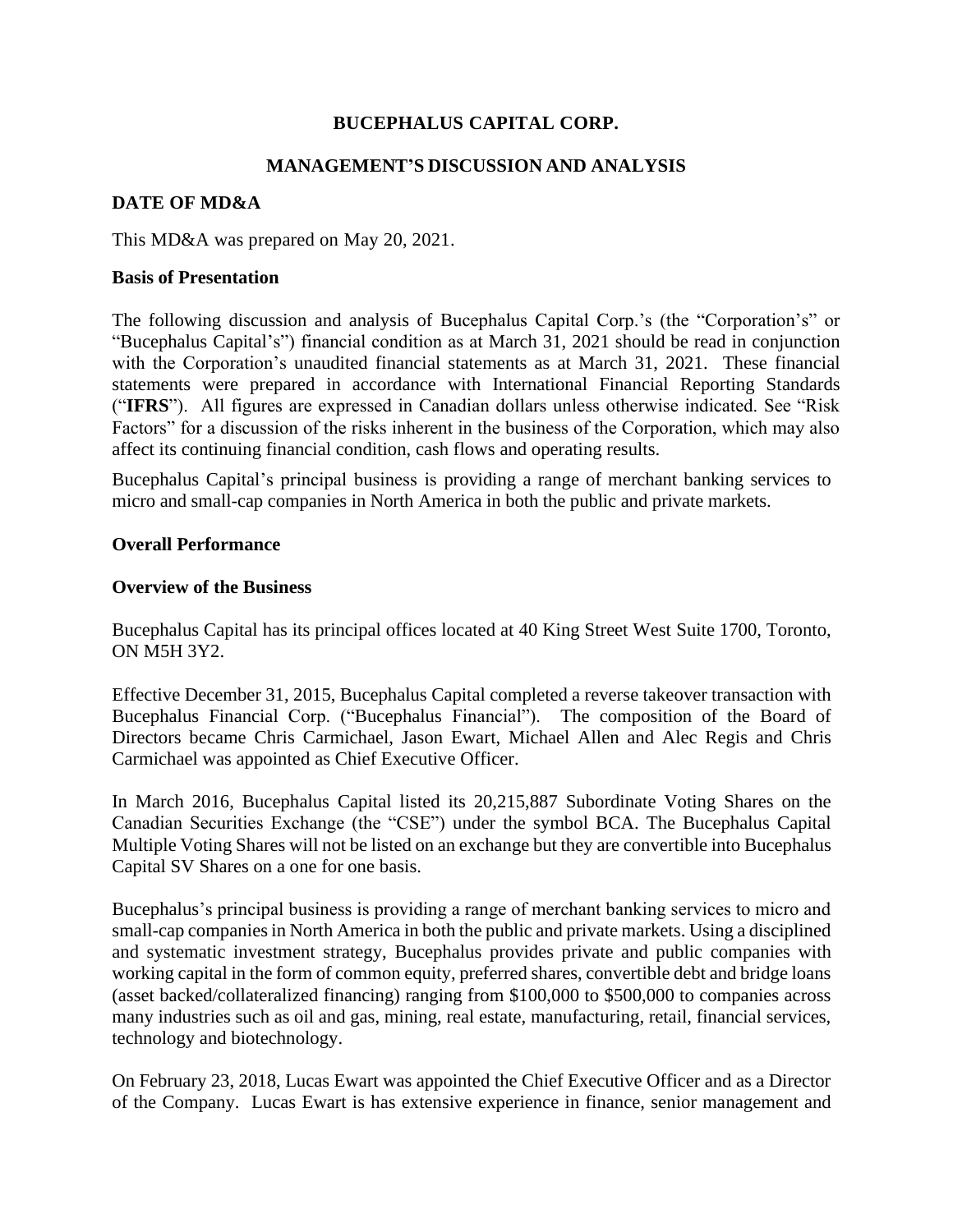# BUCEPHALUS CAPITAL CORP.

## MANAGEMENT'S DISCUSSION AND ANALYSIS

### DATE OF MD&A

This MD&A was prepared on May 20, 2021.

### Basis of Presentation

The following discussion and analysis of Bucephalus Capital Corp.'s (the "Corporation's" or "Bucephalus Capital's") financial condition as at March 31, 2021 should be read in conjunction with the Corporation's unaudited financial statements as at March 31, 2021. These financial statements were prepared in accordance with International Financial Reporting Standards ("**IFRS**"). All figures are expressed in Canadian dollars unless otherwise indicated. See "Risk Factors" for a discussion of the risks inherent in the business of the Corporation, which may also affect its continuing financial condition, cash flows and operating results.

Bucephalus Capital's principal business is providing a range of merchant banking services to micro and small-cap companies in North America in both the public and private markets.

### Overall Performance

### Overview of the Business

Bucephalus Capital has its principal offices located at 40 King Street West Suite 1700, Toronto, ON M5H 3Y2.

Effective December 31, 2015, Bucephalus Capital completed a reverse takeover transaction with Bucephalus Financial Corp. ("Bucephalus Financial"). The composition of the Board of Directors became Chris Carmichael, Jason Ewart, Michael Allen and Alec Regis and Chris Carmichael was appointed as Chief Executive Officer.

In March 2016, Bucephalus Capital listed its 20,215,887 Subordinate Voting Shares on the Canadian Securities Exchange (the "CSE") under the symbol BCA. The Bucephalus Capital Multiple Voting Shares will not be listed on an exchange but they are convertible into Bucephalus Capital SV Shares on a one for one basis.

Bucephalus's principal business is providing a range of merchant banking services to micro and small-cap companies in North America in both the public and private markets. Using a disciplined and systematic investment strategy, Bucephalus provides private and public companies with working capital in the form of common equity, preferred shares, convertible debt and bridge loans (asset backed/collateralized financing) ranging from $100,000 to $500,000 to companies across many industries such as oil and gas, mining, real estate, manufacturing, retail, financial services, technology and biotechnology.

On February 23, 2018, Lucas Ewart was appointed the Chief Executive Officer and as a Director of the Company. Lucas Ewart is has extensive experience in finance, senior management and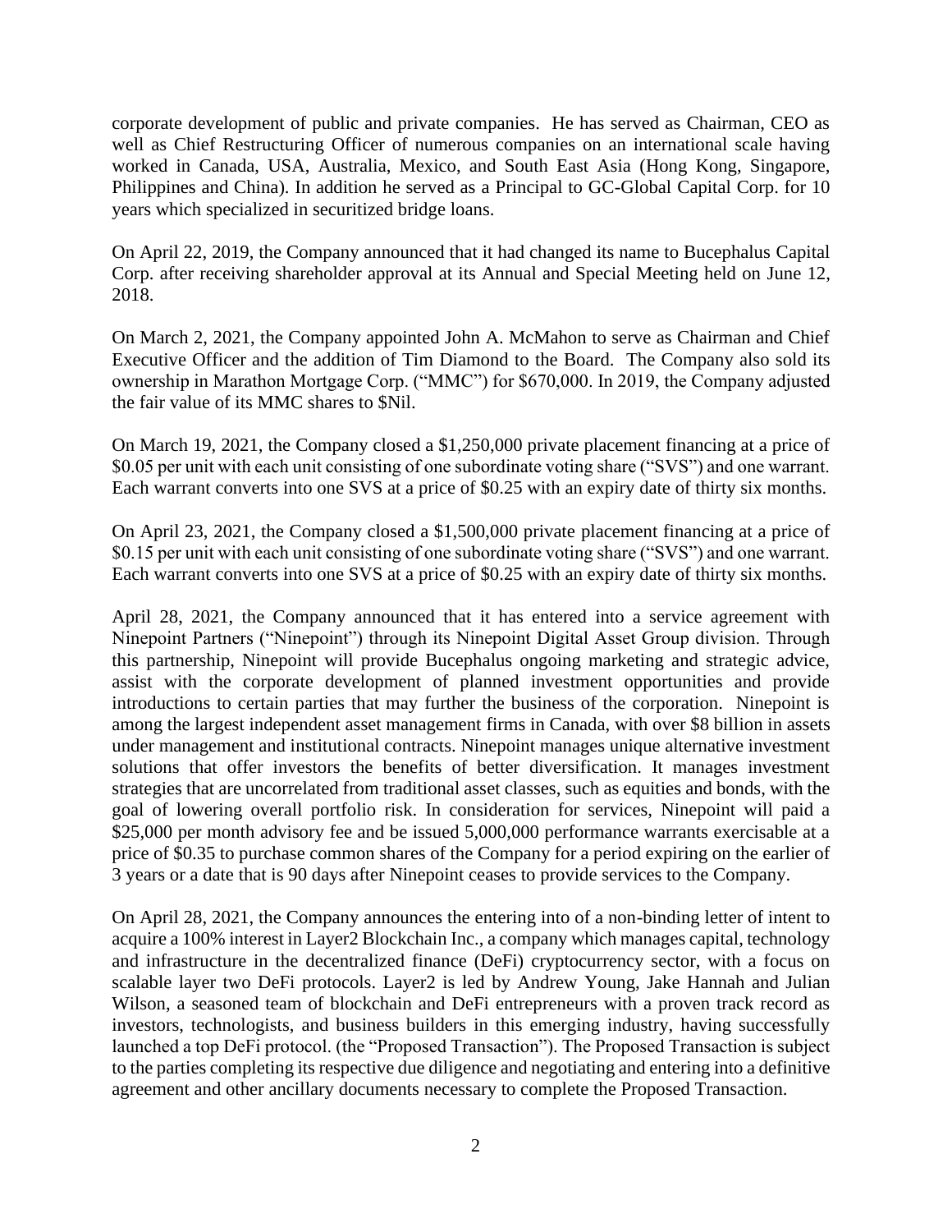corporate development of public and private companies. He has served as Chairman, CEO as well as Chief Restructuring Officer of numerous companies on an international scale having worked in Canada, USA, Australia, Mexico, and South East Asia (Hong Kong, Singapore, Philippines and China). In addition he served as a Principal to GC-Global Capital Corp. for 10 years which specialized in securitized bridge loans.

On April 22, 2019, the Company announced that it had changed its name to Bucephalus Capital Corp. after receiving shareholder approval at its Annual and Special Meeting held on June 12, 2018.

On March 2, 2021, the Company appointed John A. McMahon to serve as Chairman and Chief Executive Officer and the addition of Tim Diamond to the Board. The Company also sold its ownership in Marathon Mortgage Corp. ("MMC") for $670,000. In 2019, the Company adjusted the fair value of its MMC shares to $Nil.

On March 19, 2021, the Company closed a $1,250,000 private placement financing at a price of $0.05 per unit with each unit consisting of one subordinate voting share ("SVS") and one warrant. Each warrant converts into one SVS at a price of $0.25 with an expiry date of thirty six months.

On April 23, 2021, the Company closed a $1,500,000 private placement financing at a price of $0.15 per unit with each unit consisting of one subordinate voting share ("SVS") and one warrant. Each warrant converts into one SVS at a price of $0.25 with an expiry date of thirty six months.

April 28, 2021, the Company announced that it has entered into a service agreement with Ninepoint Partners ("Ninepoint") through its Ninepoint Digital Asset Group division. Through this partnership, Ninepoint will provide Bucephalus ongoing marketing and strategic advice, assist with the corporate development of planned investment opportunities and provide introductions to certain parties that may further the business of the corporation. Ninepoint is among the largest independent asset management firms in Canada, with over $8 billion in assets under management and institutional contracts. Ninepoint manages unique alternative investment solutions that offer investors the benefits of better diversification. It manages investment strategies that are uncorrelated from traditional asset classes, such as equities and bonds, with the goal of lowering overall portfolio risk. In consideration for services, Ninepoint will paid a $25,000 per month advisory fee and be issued 5,000,000 performance warrants exercisable at a price of $0.35 to purchase common shares of the Company for a period expiring on the earlier of 3 years or a date that is 90 days after Ninepoint ceases to provide services to the Company.

On April 28, 2021, the Company announces the entering into of a non-binding letter of intent to acquire a 100% interest in Layer2 Blockchain Inc., a company which manages capital, technology and infrastructure in the decentralized finance (DeFi) cryptocurrency sector, with a focus on scalable layer two DeFi protocols. Layer2 is led by Andrew Young, Jake Hannah and Julian Wilson, a seasoned team of blockchain and DeFi entrepreneurs with a proven track record as investors, technologists, and business builders in this emerging industry, having successfully launched a top DeFi protocol. (the "Proposed Transaction"). The Proposed Transaction is subject to the parties completing its respective due diligence and negotiating and entering into a definitive agreement and other ancillary documents necessary to complete the Proposed Transaction.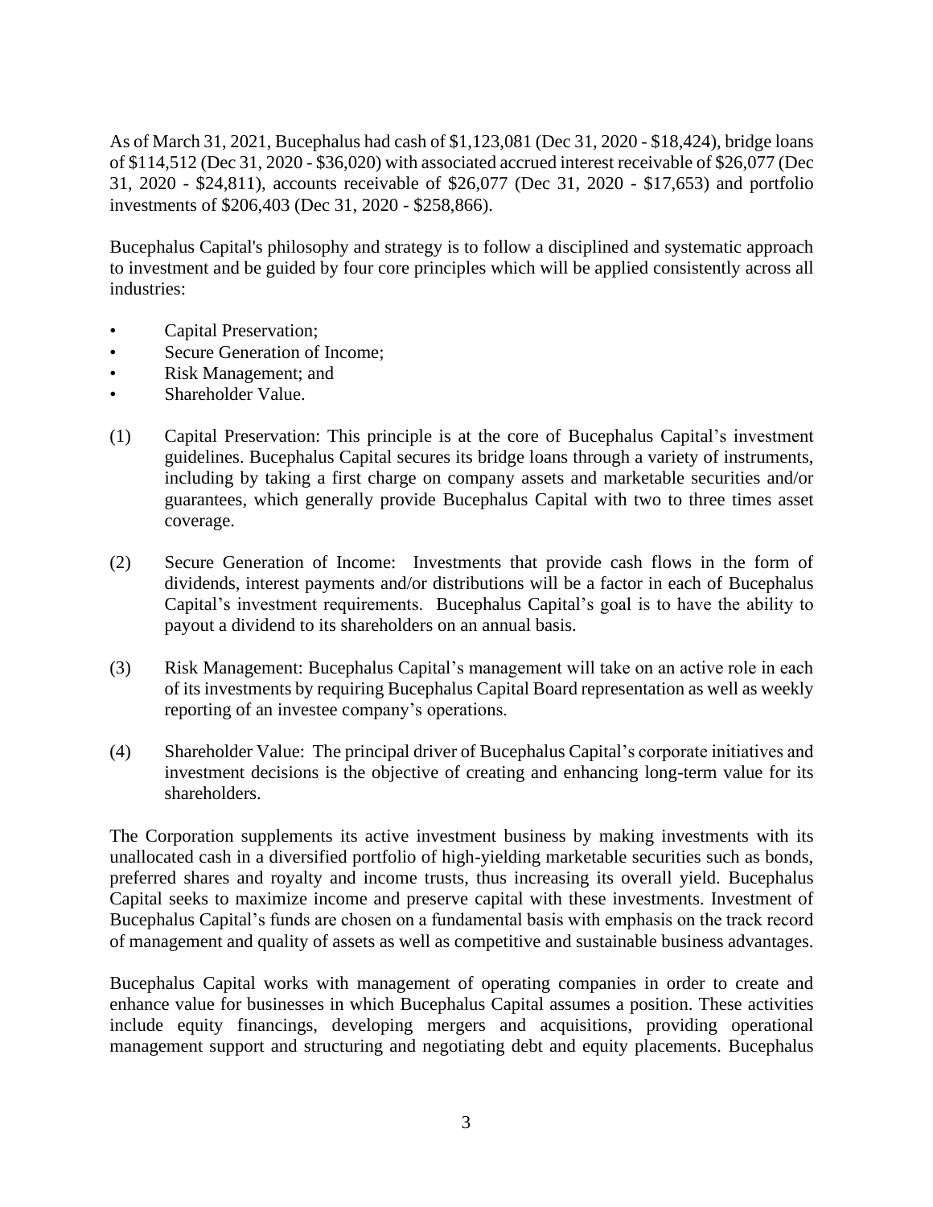As of March 31, 2021, Bucephalus had cash of $1,123,081 (Dec 31, 2020 - $18,424), bridge loans of $114,512 (Dec 31, 2020 - $36,020) with associated accrued interest receivable of $26,077 (Dec 31, 2020 - $24,811), accounts receivable of $26,077 (Dec 31, 2020 - $17,653) and portfolio investments of $206,403 (Dec 31, 2020 - $258,866).

Bucephalus Capital's philosophy and strategy is to follow a disciplined and systematic approach to investment and be guided by four core principles which will be applied consistently across all industries:

- Capital Preservation;
- Secure Generation of Income;
- Risk Management; and
- Shareholder Value.

(1) Capital Preservation: This principle is at the core of Bucephalus Capital's investment guidelines. Bucephalus Capital secures its bridge loans through a variety of instruments, including by taking a first charge on company assets and marketable securities and/or guarantees, which generally provide Bucephalus Capital with two to three times asset coverage.

(2) Secure Generation of Income: Investments that provide cash flows in the form of dividends, interest payments and/or distributions will be a factor in each of Bucephalus Capital's investment requirements. Bucephalus Capital's goal is to have the ability to payout a dividend to its shareholders on an annual basis.

(3) Risk Management: Bucephalus Capital's management will take on an active role in each of its investments by requiring Bucephalus Capital Board representation as well as weekly reporting of an investee company's operations.

(4) Shareholder Value: The principal driver of Bucephalus Capital's corporate initiatives and investment decisions is the objective of creating and enhancing long-term value for its shareholders.

The Corporation supplements its active investment business by making investments with its unallocated cash in a diversified portfolio of high-yielding marketable securities such as bonds, preferred shares and royalty and income trusts, thus increasing its overall yield. Bucephalus Capital seeks to maximize income and preserve capital with these investments. Investment of Bucephalus Capital's funds are chosen on a fundamental basis with emphasis on the track record of management and quality of assets as well as competitive and sustainable business advantages.

Bucephalus Capital works with management of operating companies in order to create and enhance value for businesses in which Bucephalus Capital assumes a position. These activities include equity financings, developing mergers and acquisitions, providing operational management support and structuring and negotiating debt and equity placements. Bucephalus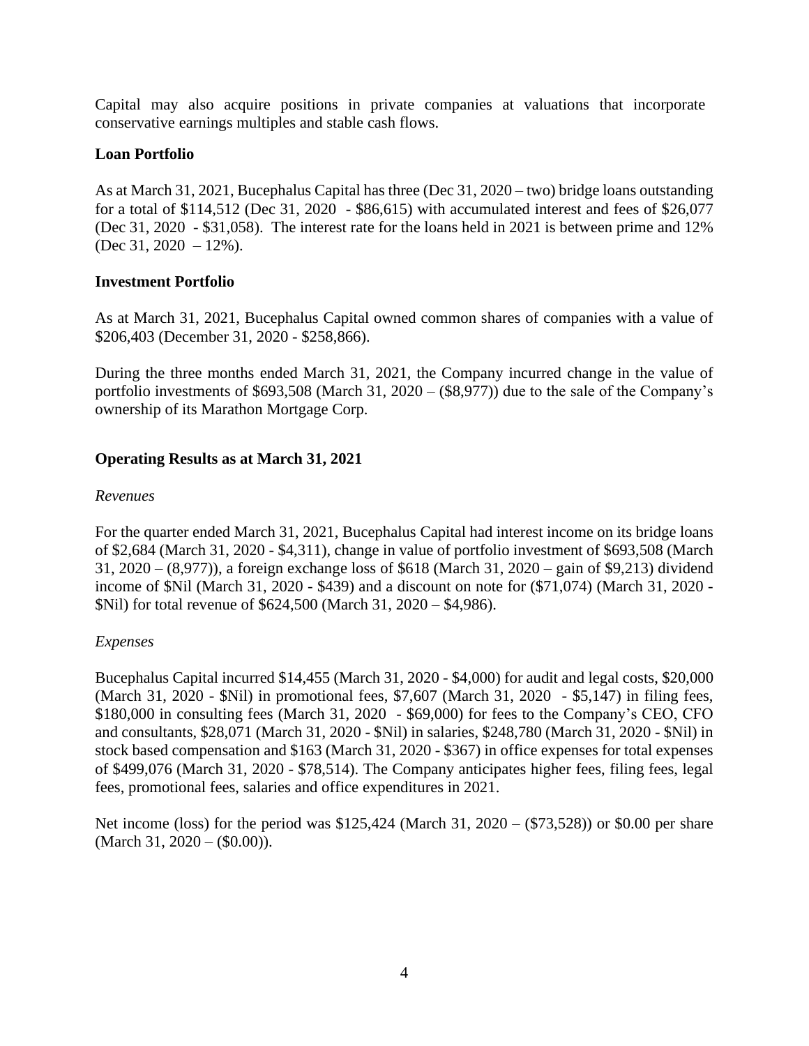Capital may also acquire positions in private companies at valuations that incorporate conservative earnings multiples and stable cash flows.

**Loan Portfolio**

As at March 31, 2021, Bucephalus Capital has three (Dec 31, 2020 – two) bridge loans outstanding for a total of $114,512 (Dec 31, 2020 - $86,615) with accumulated interest and fees of $26,077 (Dec 31, 2020 - $31,058). The interest rate for the loans held in 2021 is between prime and 12% (Dec 31, 2020 – 12%).

**Investment Portfolio**

As at March 31, 2021, Bucephalus Capital owned common shares of companies with a value of $206,403 (December 31, 2020 - $258,866).

During the three months ended March 31, 2021, the Company incurred change in the value of portfolio investments of $693,508 (March 31, 2020 – ($8,977)) due to the sale of the Company's ownership of its Marathon Mortgage Corp.

**Operating Results as at March 31, 2021**

*Revenues*

For the quarter ended March 31, 2021, Bucephalus Capital had interest income on its bridge loans of $2,684 (March 31, 2020 - $4,311), change in value of portfolio investment of $693,508 (March 31, 2020 – (8,977)), a foreign exchange loss of $618 (March 31, 2020 – gain of $9,213) dividend income of $Nil (March 31, 2020 - $439) and a discount on note for ($71,074) (March 31, 2020 - $Nil) for total revenue of $624,500 (March 31, 2020 – $4,986).

*Expenses*

Bucephalus Capital incurred $14,455 (March 31, 2020 - $4,000) for audit and legal costs, $20,000 (March 31, 2020 - $Nil) in promotional fees, $7,607 (March 31, 2020 - $5,147) in filing fees, $180,000 in consulting fees (March 31, 2020 - $69,000) for fees to the Company's CEO, CFO and consultants, $28,071 (March 31, 2020 - $Nil) in salaries, $248,780 (March 31, 2020 - $Nil) in stock based compensation and $163 (March 31, 2020 - $367) in office expenses for total expenses of $499,076 (March 31, 2020 - $78,514). The Company anticipates higher fees, filing fees, legal fees, promotional fees, salaries and office expenditures in 2021.

Net income (loss) for the period was $125,424 (March 31, 2020 – ($73,528)) or $0.00 per share (March 31, 2020 – ($0.00)).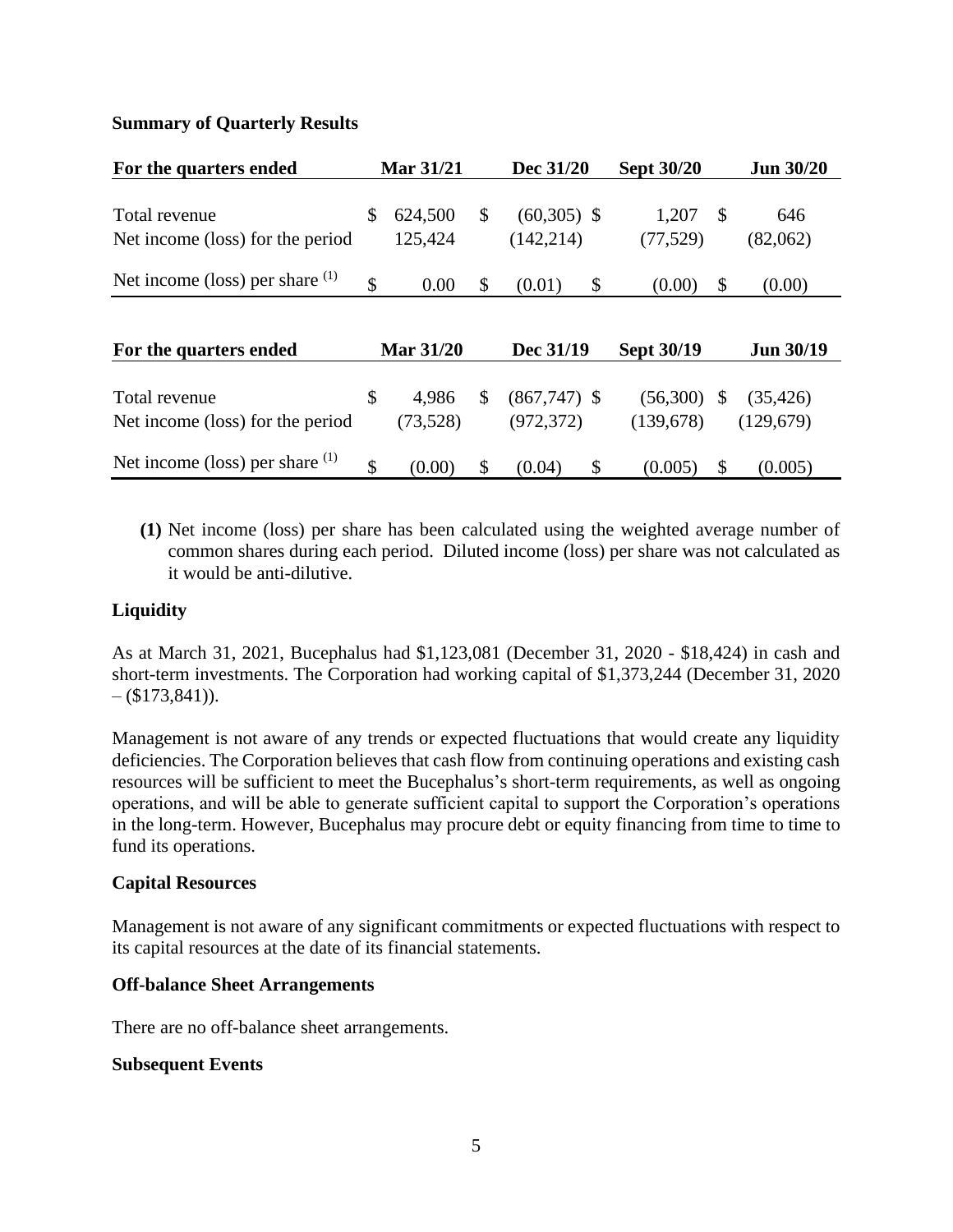**Summary of Quarterly Results**

| For the quarters ended | Mar 31/21 | Dec 31/20 | Sept 30/20 | Jun 30/20 |
|---|---|---|---|---|
| Total revenue | $ 624,500 | $ (60,305) | $ 1,207 | $ 646 |
| Net income (loss) for the period | 125,424 | (142,214) | (77,529) | (82,062) |
| Net income (loss) per share (1) | $ 0.00 | $ (0.01) | $ (0.00) | $ (0.00) |

| For the quarters ended | Mar 31/20 | Dec 31/19 | Sept 30/19 | Jun 30/19 |
|---|---|---|---|---|
| Total revenue | $ 4,986 | $ (867,747) | $ (56,300) | $ (35,426) |
| Net income (loss) for the period | (73,528) | (972,372) | (139,678) | (129,679) |
| Net income (loss) per share (1) | $ (0.00) | $ (0.04) | $ (0.005) | $ (0.005) |

**(1)** Net income (loss) per share has been calculated using the weighted average number of common shares during each period. Diluted income (loss) per share was not calculated as it would be anti-dilutive.

**Liquidity**

As at March 31, 2021, Bucephalus had $1,123,081 (December 31, 2020 - $18,424) in cash and short-term investments. The Corporation had working capital of $1,373,244 (December 31, 2020 – ($173,841)).

Management is not aware of any trends or expected fluctuations that would create any liquidity deficiencies. The Corporation believes that cash flow from continuing operations and existing cash resources will be sufficient to meet the Bucephalus's short-term requirements, as well as ongoing operations, and will be able to generate sufficient capital to support the Corporation's operations in the long-term. However, Bucephalus may procure debt or equity financing from time to time to fund its operations.

**Capital Resources**

Management is not aware of any significant commitments or expected fluctuations with respect to its capital resources at the date of its financial statements.

**Off-balance Sheet Arrangements**

There are no off-balance sheet arrangements.

**Subsequent Events**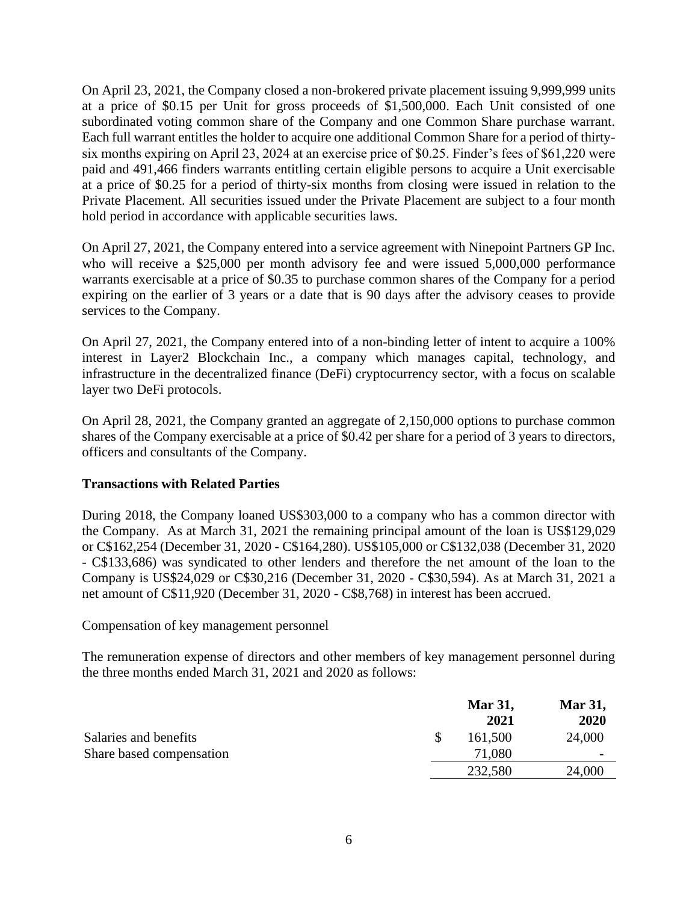On April 23, 2021, the Company closed a non-brokered private placement issuing 9,999,999 units at a price of $0.15 per Unit for gross proceeds of $1,500,000. Each Unit consisted of one subordinated voting common share of the Company and one Common Share purchase warrant. Each full warrant entitles the holder to acquire one additional Common Share for a period of thirty-six months expiring on April 23, 2024 at an exercise price of $0.25. Finder's fees of $61,220 were paid and 491,466 finders warrants entitling certain eligible persons to acquire a Unit exercisable at a price of $0.25 for a period of thirty-six months from closing were issued in relation to the Private Placement. All securities issued under the Private Placement are subject to a four month hold period in accordance with applicable securities laws.

On April 27, 2021, the Company entered into a service agreement with Ninepoint Partners GP Inc. who will receive a $25,000 per month advisory fee and were issued 5,000,000 performance warrants exercisable at a price of $0.35 to purchase common shares of the Company for a period expiring on the earlier of 3 years or a date that is 90 days after the advisory ceases to provide services to the Company.

On April 27, 2021, the Company entered into of a non-binding letter of intent to acquire a 100% interest in Layer2 Blockchain Inc., a company which manages capital, technology, and infrastructure in the decentralized finance (DeFi) cryptocurrency sector, with a focus on scalable layer two DeFi protocols.

On April 28, 2021, the Company granted an aggregate of 2,150,000 options to purchase common shares of the Company exercisable at a price of $0.42 per share for a period of 3 years to directors, officers and consultants of the Company.

## Transactions with Related Parties

During 2018, the Company loaned US$303,000 to a company who has a common director with the Company. As at March 31, 2021 the remaining principal amount of the loan is US$129,029 or C$162,254 (December 31, 2020 - C$164,280). US$105,000 or C$132,038 (December 31, 2020 - C$133,686) was syndicated to other lenders and therefore the net amount of the loan to the Company is US$24,029 or C$30,216 (December 31, 2020 - C$30,594). As at March 31, 2021 a net amount of C$11,920 (December 31, 2020 - C$8,768) in interest has been accrued.

Compensation of key management personnel

The remuneration expense of directors and other members of key management personnel during the three months ended March 31, 2021 and 2020 as follows:

| | | **Mar 31, 2021** | **Mar 31, 2020** |
|---|---|---|---|
| Salaries and benefits | $ | 161,500 | 24,000 |
| Share based compensation | | 71,080 | - |
| | | 232,580 | 24,000 |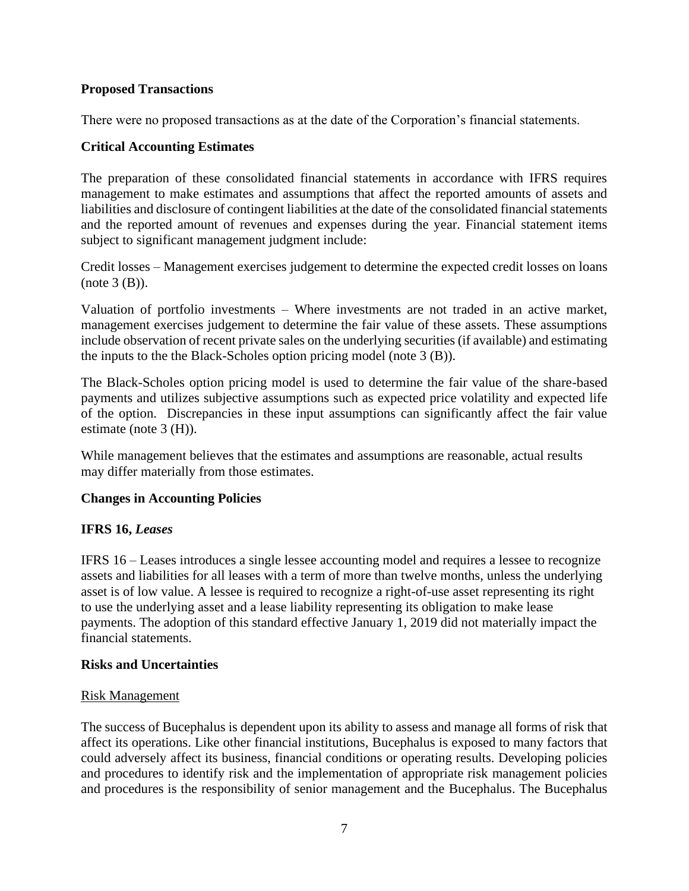**Proposed Transactions**

There were no proposed transactions as at the date of the Corporation's financial statements.

**Critical Accounting Estimates**

The preparation of these consolidated financial statements in accordance with IFRS requires management to make estimates and assumptions that affect the reported amounts of assets and liabilities and disclosure of contingent liabilities at the date of the consolidated financial statements and the reported amount of revenues and expenses during the year. Financial statement items subject to significant management judgment include:

Credit losses – Management exercises judgement to determine the expected credit losses on loans (note 3 (B)).

Valuation of portfolio investments – Where investments are not traded in an active market, management exercises judgement to determine the fair value of these assets. These assumptions include observation of recent private sales on the underlying securities (if available) and estimating the inputs to the the Black-Scholes option pricing model (note 3 (B)).

The Black-Scholes option pricing model is used to determine the fair value of the share-based payments and utilizes subjective assumptions such as expected price volatility and expected life of the option. Discrepancies in these input assumptions can significantly affect the fair value estimate (note 3 (H)).

While management believes that the estimates and assumptions are reasonable, actual results may differ materially from those estimates.

**Changes in Accounting Policies**

**IFRS 16, *Leases***

IFRS 16 – Leases introduces a single lessee accounting model and requires a lessee to recognize assets and liabilities for all leases with a term of more than twelve months, unless the underlying asset is of low value. A lessee is required to recognize a right-of-use asset representing its right to use the underlying asset and a lease liability representing its obligation to make lease payments. The adoption of this standard effective January 1, 2019 did not materially impact the financial statements.

**Risks and Uncertainties**

Risk Management

The success of Bucephalus is dependent upon its ability to assess and manage all forms of risk that affect its operations. Like other financial institutions, Bucephalus is exposed to many factors that could adversely affect its business, financial conditions or operating results. Developing policies and procedures to identify risk and the implementation of appropriate risk management policies and procedures is the responsibility of senior management and the Bucephalus. The Bucephalus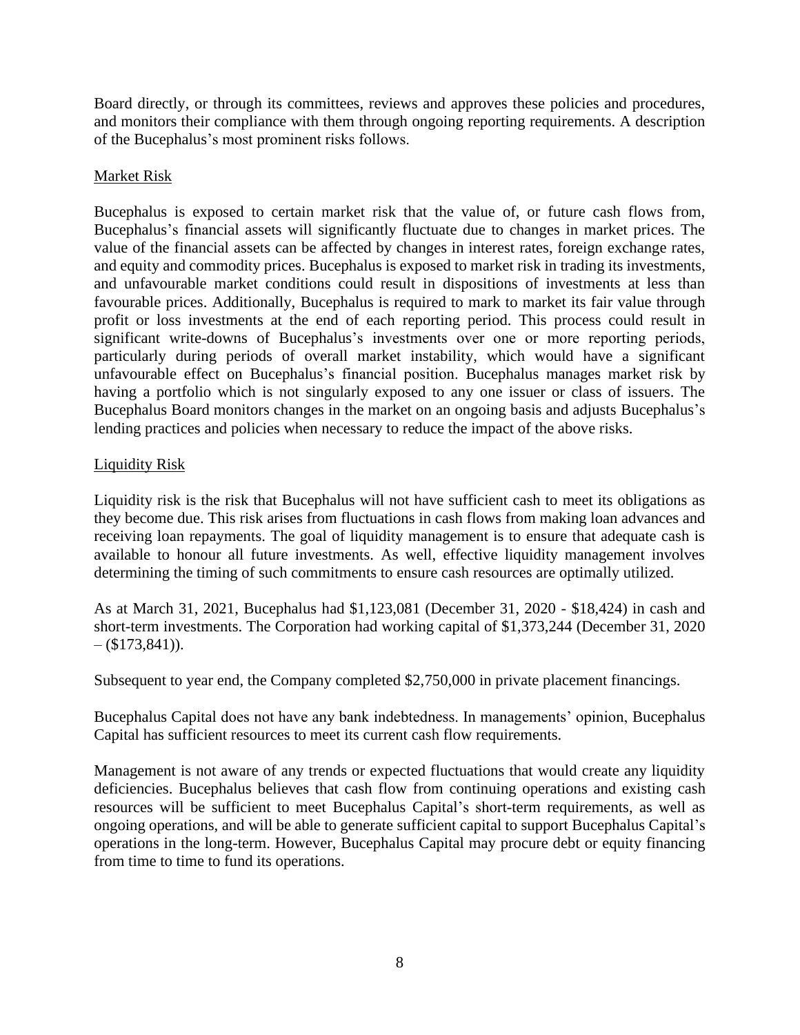Board directly, or through its committees, reviews and approves these policies and procedures, and monitors their compliance with them through ongoing reporting requirements. A description of the Bucephalus's most prominent risks follows.

Market Risk

Bucephalus is exposed to certain market risk that the value of, or future cash flows from, Bucephalus's financial assets will significantly fluctuate due to changes in market prices. The value of the financial assets can be affected by changes in interest rates, foreign exchange rates, and equity and commodity prices. Bucephalus is exposed to market risk in trading its investments, and unfavourable market conditions could result in dispositions of investments at less than favourable prices. Additionally, Bucephalus is required to mark to market its fair value through profit or loss investments at the end of each reporting period. This process could result in significant write-downs of Bucephalus's investments over one or more reporting periods, particularly during periods of overall market instability, which would have a significant unfavourable effect on Bucephalus's financial position. Bucephalus manages market risk by having a portfolio which is not singularly exposed to any one issuer or class of issuers. The Bucephalus Board monitors changes in the market on an ongoing basis and adjusts Bucephalus's lending practices and policies when necessary to reduce the impact of the above risks.

Liquidity Risk

Liquidity risk is the risk that Bucephalus will not have sufficient cash to meet its obligations as they become due. This risk arises from fluctuations in cash flows from making loan advances and receiving loan repayments. The goal of liquidity management is to ensure that adequate cash is available to honour all future investments. As well, effective liquidity management involves determining the timing of such commitments to ensure cash resources are optimally utilized.

As at March 31, 2021, Bucephalus had $1,123,081 (December 31, 2020 - $18,424) in cash and short-term investments. The Corporation had working capital of $1,373,244 (December 31, 2020 – ($173,841)).

Subsequent to year end, the Company completed $2,750,000 in private placement financings.

Bucephalus Capital does not have any bank indebtedness. In managements' opinion, Bucephalus Capital has sufficient resources to meet its current cash flow requirements.

Management is not aware of any trends or expected fluctuations that would create any liquidity deficiencies. Bucephalus believes that cash flow from continuing operations and existing cash resources will be sufficient to meet Bucephalus Capital's short-term requirements, as well as ongoing operations, and will be able to generate sufficient capital to support Bucephalus Capital's operations in the long-term. However, Bucephalus Capital may procure debt or equity financing from time to time to fund its operations.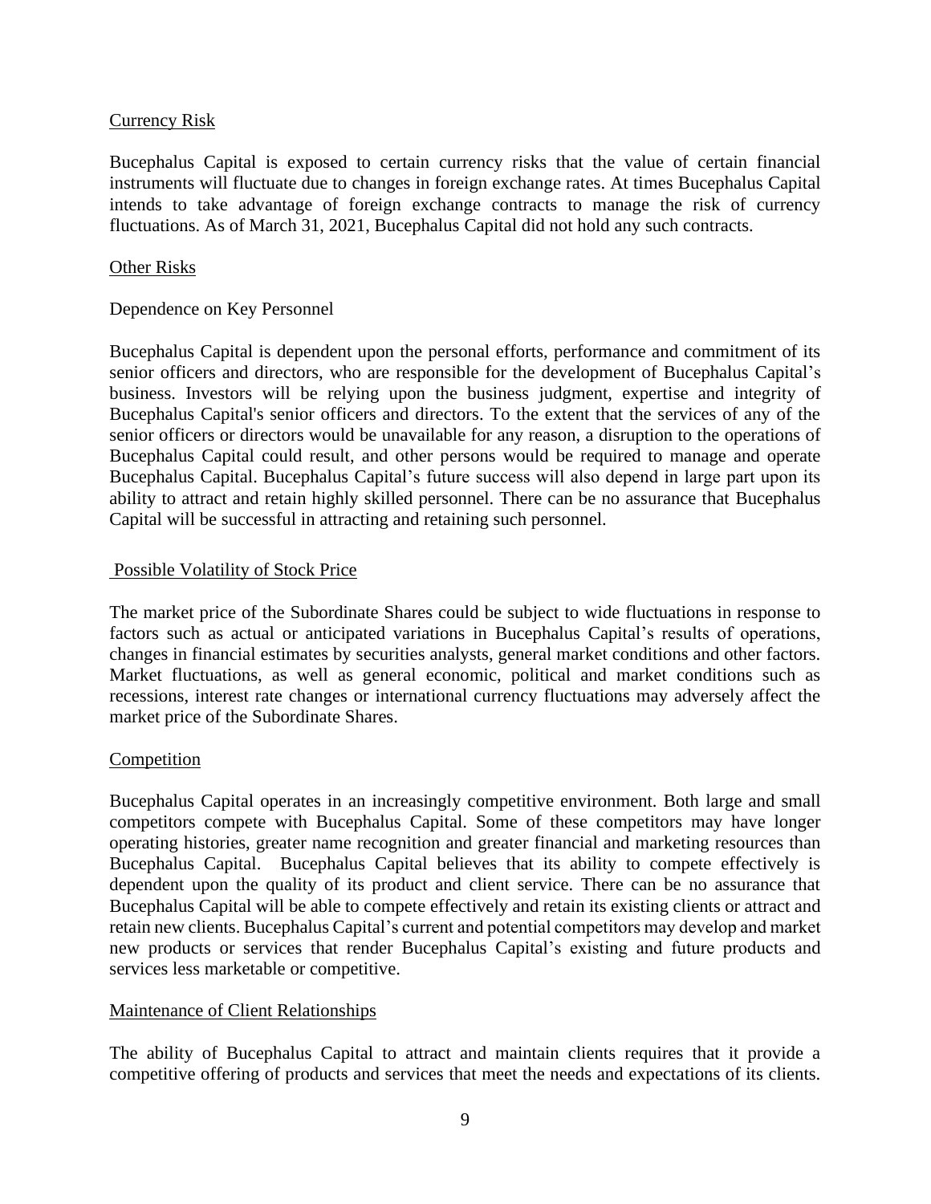### Currency Risk

Bucephalus Capital is exposed to certain currency risks that the value of certain financial instruments will fluctuate due to changes in foreign exchange rates. At times Bucephalus Capital intends to take advantage of foreign exchange contracts to manage the risk of currency fluctuations. As of March 31, 2021, Bucephalus Capital did not hold any such contracts.

### Other Risks

Dependence on Key Personnel

Bucephalus Capital is dependent upon the personal efforts, performance and commitment of its senior officers and directors, who are responsible for the development of Bucephalus Capital's business. Investors will be relying upon the business judgment, expertise and integrity of Bucephalus Capital's senior officers and directors. To the extent that the services of any of the senior officers or directors would be unavailable for any reason, a disruption to the operations of Bucephalus Capital could result, and other persons would be required to manage and operate Bucephalus Capital. Bucephalus Capital's future success will also depend in large part upon its ability to attract and retain highly skilled personnel. There can be no assurance that Bucephalus Capital will be successful in attracting and retaining such personnel.

### Possible Volatility of Stock Price

The market price of the Subordinate Shares could be subject to wide fluctuations in response to factors such as actual or anticipated variations in Bucephalus Capital's results of operations, changes in financial estimates by securities analysts, general market conditions and other factors. Market fluctuations, as well as general economic, political and market conditions such as recessions, interest rate changes or international currency fluctuations may adversely affect the market price of the Subordinate Shares.

### Competition

Bucephalus Capital operates in an increasingly competitive environment. Both large and small competitors compete with Bucephalus Capital. Some of these competitors may have longer operating histories, greater name recognition and greater financial and marketing resources than Bucephalus Capital. Bucephalus Capital believes that its ability to compete effectively is dependent upon the quality of its product and client service. There can be no assurance that Bucephalus Capital will be able to compete effectively and retain its existing clients or attract and retain new clients. Bucephalus Capital's current and potential competitors may develop and market new products or services that render Bucephalus Capital's existing and future products and services less marketable or competitive.

### Maintenance of Client Relationships

The ability of Bucephalus Capital to attract and maintain clients requires that it provide a competitive offering of products and services that meet the needs and expectations of its clients.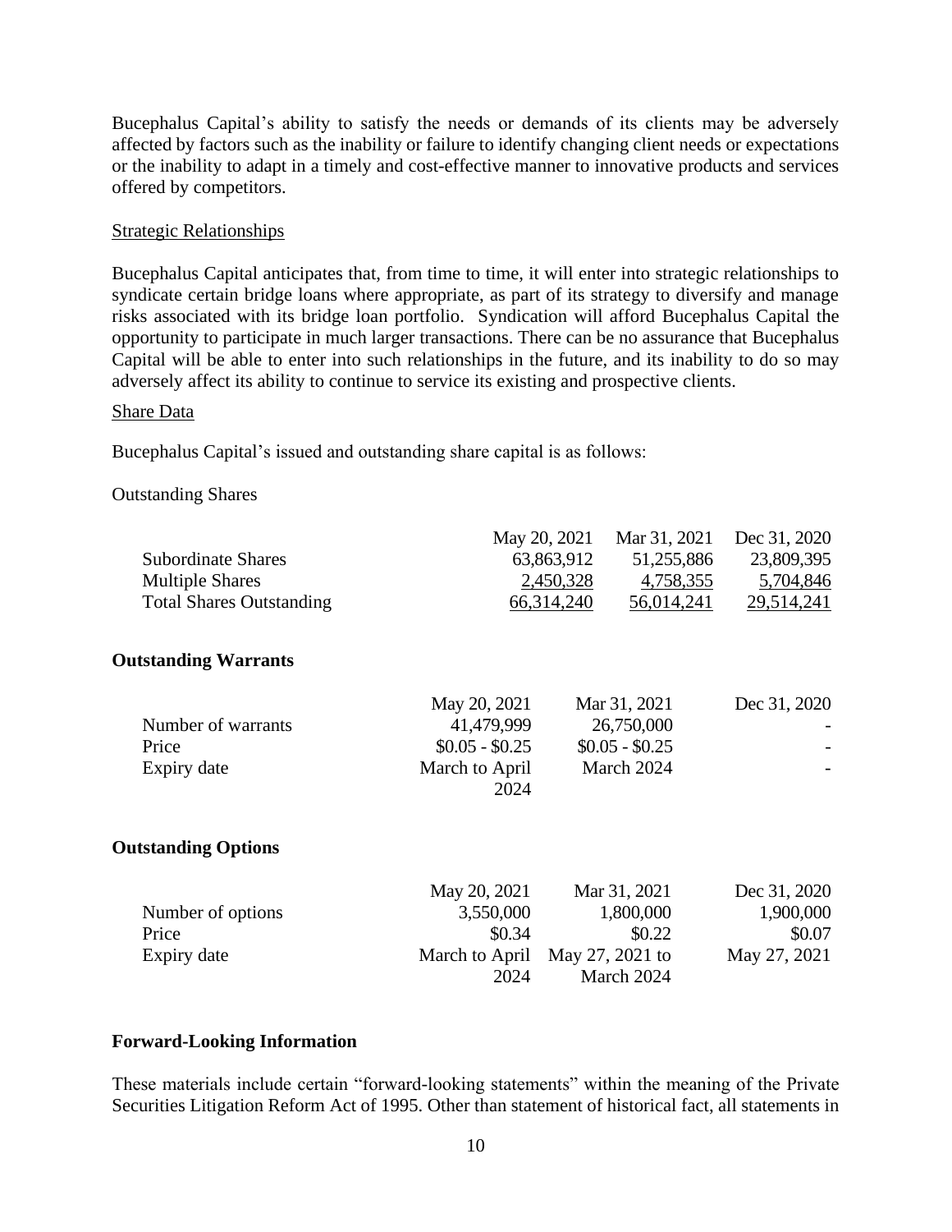Bucephalus Capital's ability to satisfy the needs or demands of its clients may be adversely affected by factors such as the inability or failure to identify changing client needs or expectations or the inability to adapt in a timely and cost-effective manner to innovative products and services offered by competitors.

Strategic Relationships

Bucephalus Capital anticipates that, from time to time, it will enter into strategic relationships to syndicate certain bridge loans where appropriate, as part of its strategy to diversify and manage risks associated with its bridge loan portfolio. Syndication will afford Bucephalus Capital the opportunity to participate in much larger transactions. There can be no assurance that Bucephalus Capital will be able to enter into such relationships in the future, and its inability to do so may adversely affect its ability to continue to service its existing and prospective clients.

Share Data

Bucephalus Capital's issued and outstanding share capital is as follows:

Outstanding Shares

| | May 20, 2021 | Mar 31, 2021 | Dec 31, 2020 |
|---|---|---|---|
| Subordinate Shares | 63,863,912 | 51,255,886 | 23,809,395 |
| Multiple Shares | 2,450,328 | 4,758,355 | 5,704,846 |
| Total Shares Outstanding | 66,314,240 | 56,014,241 | 29,514,241 |

**Outstanding Warrants**

| | May 20, 2021 | Mar 31, 2021 | Dec 31, 2020 |
|---|---|---|---|
| Number of warrants | 41,479,999 | 26,750,000 | - |
| Price | $0.05 - $0.25 | $0.05 - $0.25 | - |
| Expiry date | March to April 2024 | March 2024 | - |

**Outstanding Options**

| | May 20, 2021 | Mar 31, 2021 | Dec 31, 2020 |
|---|---|---|---|
| Number of options | 3,550,000 | 1,800,000 | 1,900,000 |
| Price | $0.34 | $0.22 | $0.07 |
| Expiry date | March to April 2024 | May 27, 2021 to March 2024 | May 27, 2021 |

**Forward-Looking Information**

These materials include certain "forward-looking statements" within the meaning of the Private Securities Litigation Reform Act of 1995. Other than statement of historical fact, all statements in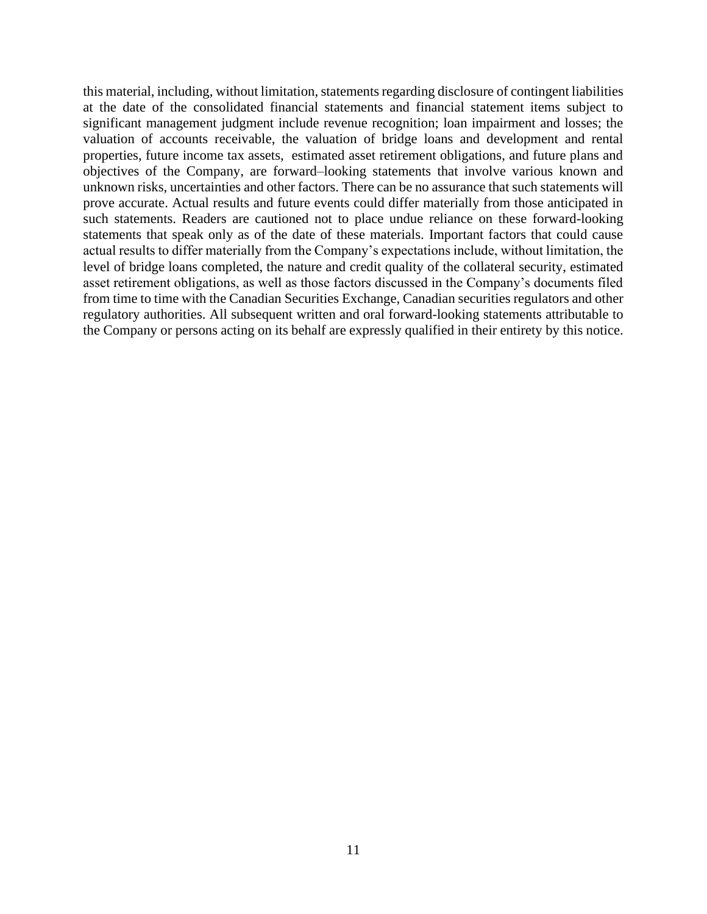this material, including, without limitation, statements regarding disclosure of contingent liabilities at the date of the consolidated financial statements and financial statement items subject to significant management judgment include revenue recognition; loan impairment and losses; the valuation of accounts receivable, the valuation of bridge loans and development and rental properties, future income tax assets, estimated asset retirement obligations, and future plans and objectives of the Company, are forward–looking statements that involve various known and unknown risks, uncertainties and other factors. There can be no assurance that such statements will prove accurate. Actual results and future events could differ materially from those anticipated in such statements. Readers are cautioned not to place undue reliance on these forward-looking statements that speak only as of the date of these materials. Important factors that could cause actual results to differ materially from the Company's expectations include, without limitation, the level of bridge loans completed, the nature and credit quality of the collateral security, estimated asset retirement obligations, as well as those factors discussed in the Company's documents filed from time to time with the Canadian Securities Exchange, Canadian securities regulators and other regulatory authorities. All subsequent written and oral forward-looking statements attributable to the Company or persons acting on its behalf are expressly qualified in their entirety by this notice.